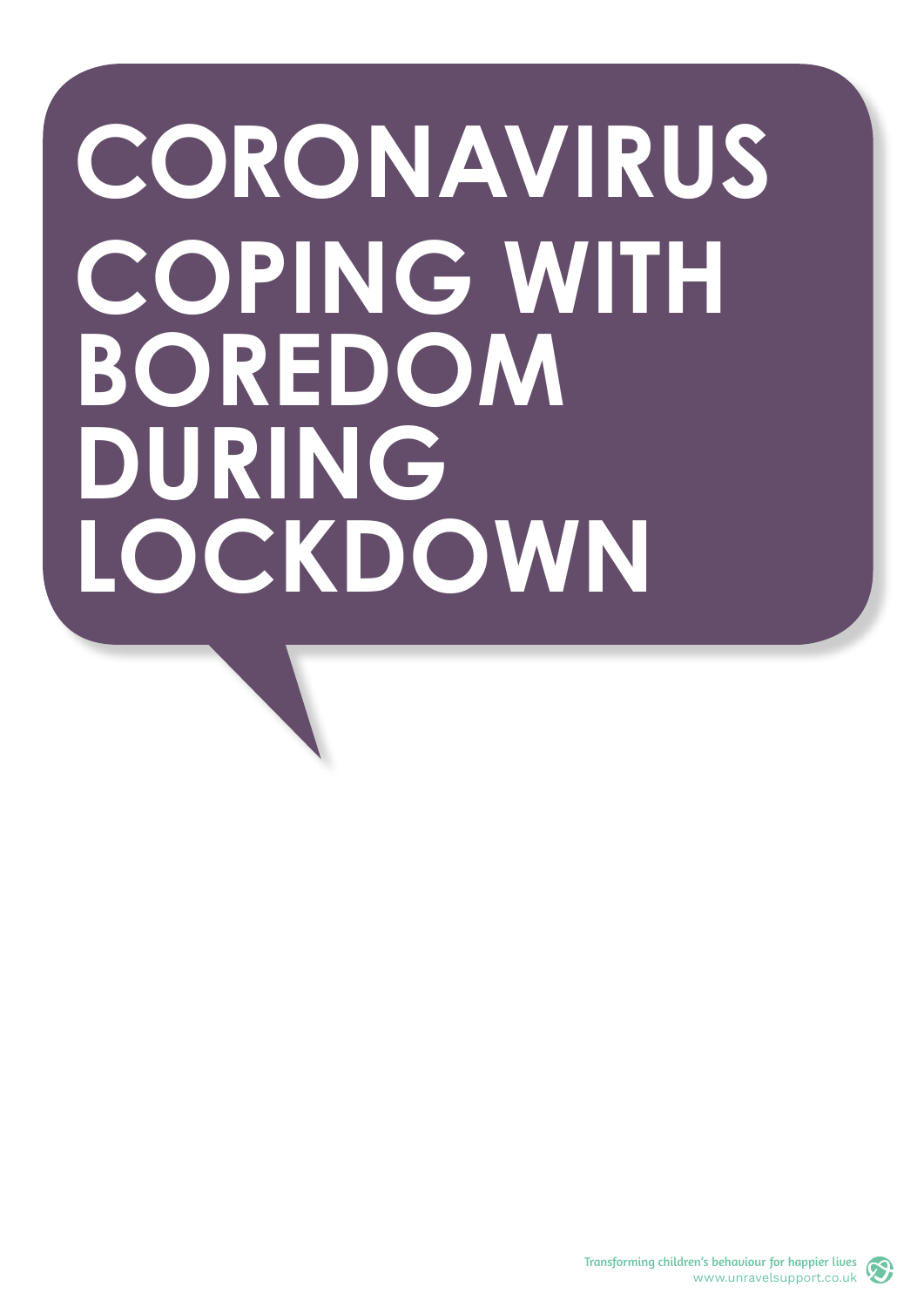# CORONAVIRUS COPING WITH BOREDOM DURING LOCKDOWN

Transforming children's behaviour for happier lives
www.unravelsupport.co.uk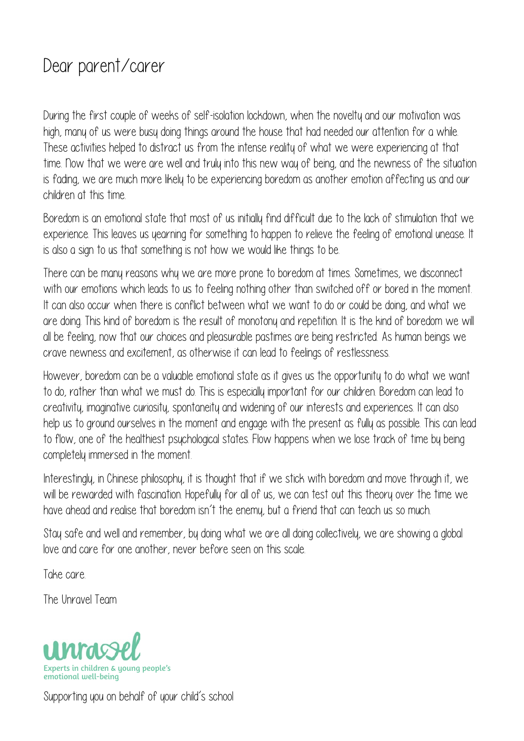# Dear parent/carer

During the first couple of weeks of self-isolation lockdown, when the novelty and our motivation was high, many of us were busy doing things around the house that had needed our attention for a while. These activities helped to distract us from the intense reality of what we were experiencing at that time. Now that we were are well and truly into this new way of being, and the newness of the situation is fading, we are much more likely to be experiencing boredom as another emotion affecting us and our children at this time.

Boredom is an emotional state that most of us initially find difficult due to the lack of stimulation that we experience. This leaves us yearning for something to happen to relieve the feeling of emotional unease. It is also a sign to us that something is not how we would like things to be.

There can be many reasons why we are more prone to boredom at times. Sometimes, we disconnect with our emotions which leads to us to feeling nothing other than switched off or bored in the moment. It can also occur when there is conflict between what we want to do or could be doing, and what we are doing. This kind of boredom is the result of monotony and repetition. It is the kind of boredom we will all be feeling, now that our choices and pleasurable pastimes are being restricted. As human beings we crave newness and excitement, as otherwise it can lead to feelings of restlessness.

However, boredom can be a valuable emotional state as it gives us the opportunity to do what we want to do, rather than what we must do. This is especially important for our children. Boredom can lead to creativity, imaginative curiosity, spontaneity and widening of our interests and experiences. It can also help us to ground ourselves in the moment and engage with the present as fully as possible. This can lead to flow, one of the healthiest psychological states. Flow happens when we lose track of time by being completely immersed in the moment.

Interestingly, in Chinese philosophy, it is thought that if we stick with boredom and move through it, we will be rewarded with fascination. Hopefully for all of us, we can test out this theory over the time we have ahead and realise that boredom isn't the enemy, but a friend that can teach us so much.

Stay safe and well and remember, by doing what we are all doing collectively, we are showing a global love and care for one another, never before seen on this scale.

Take care.

The Unravel Team

unravel
Experts in children & young people's emotional well-being

Supporting you on behalf of your child's school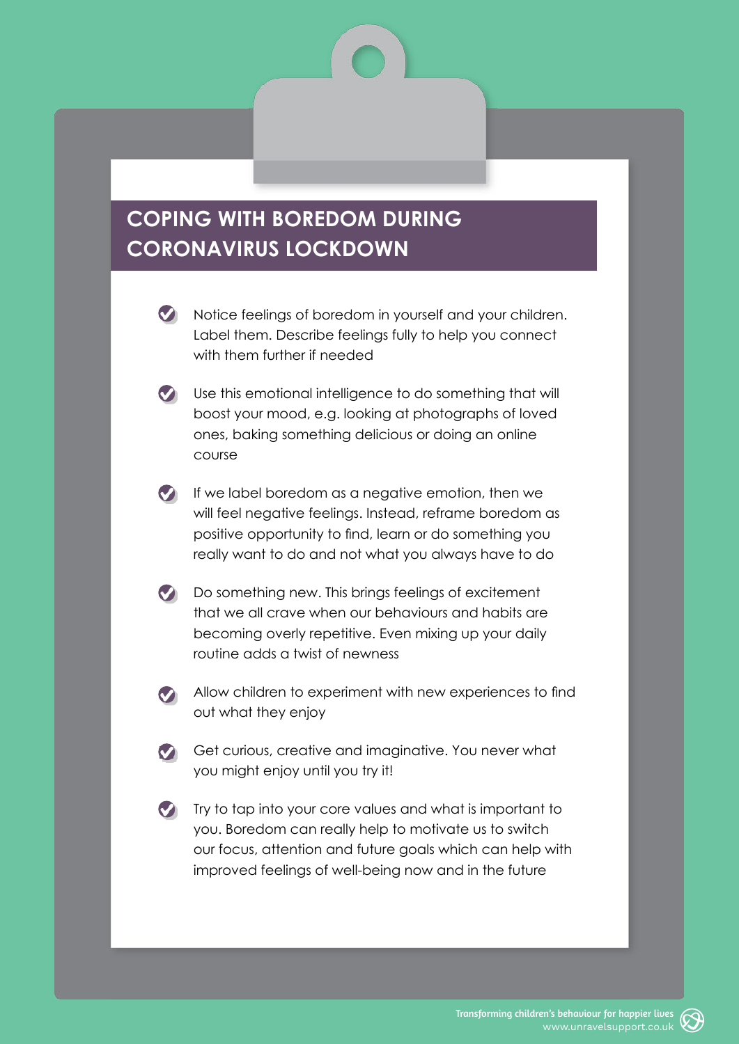# COPING WITH BOREDOM DURING CORONAVIRUS LOCKDOWN

- Notice feelings of boredom in yourself and your children. Label them. Describe feelings fully to help you connect with them further if needed
- Use this emotional intelligence to do something that will boost your mood, e.g. looking at photographs of loved ones, baking something delicious or doing an online course
- If we label boredom as a negative emotion, then we will feel negative feelings. Instead, reframe boredom as positive opportunity to find, learn or do something you really want to do and not what you always have to do
- Do something new. This brings feelings of excitement that we all crave when our behaviours and habits are becoming overly repetitive. Even mixing up your daily routine adds a twist of newness
- Allow children to experiment with new experiences to find out what they enjoy
- Get curious, creative and imaginative. You never what you might enjoy until you try it!
- Try to tap into your core values and what is important to you. Boredom can really help to motivate us to switch our focus, attention and future goals which can help with improved feelings of well-being now and in the future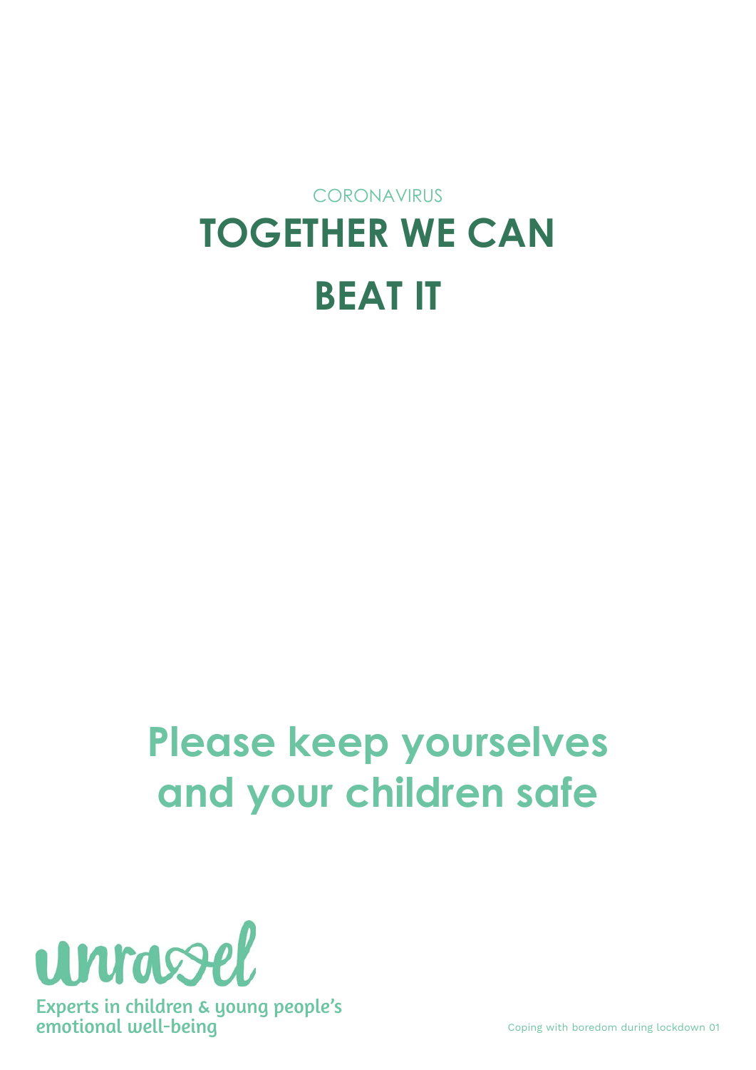CORONAVIRUS

# TOGETHER WE CAN BEAT IT

## Please keep yourselves and your children safe

unravel

Experts in children & young people's emotional well-being